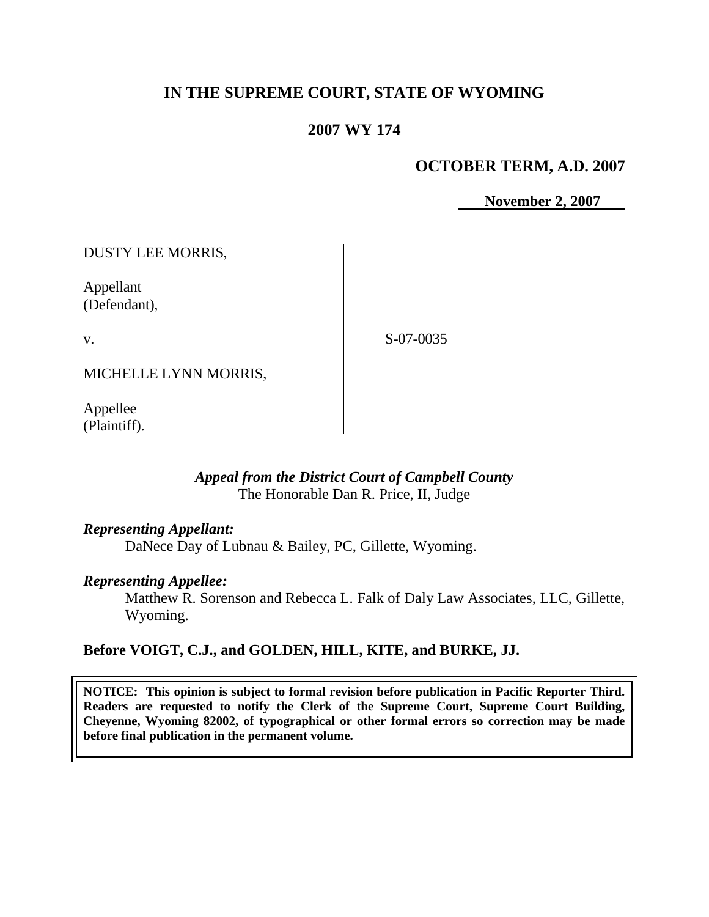# IN THE SUPREME COURT, STATE OF WYOMING

## 2007 WY 174

**OCTOBER TERM, A.D. 2007**

**November 2, 2007**

DUSTY LEE MORRIS,

Appellant
(Defendant),

v.

S-07-0035

MICHELLE LYNN MORRIS,

Appellee
(Plaintiff).

*Appeal from the District Court of Campbell County*
The Honorable Dan R. Price, II, Judge

***Representing Appellant:***

DaNece Day of Lubnau & Bailey, PC, Gillette, Wyoming.

***Representing Appellee:***

Matthew R. Sorenson and Rebecca L. Falk of Daly Law Associates, LLC, Gillette, Wyoming.

**Before VOIGT, C.J., and GOLDEN, HILL, KITE, and BURKE, JJ.**

**NOTICE: This opinion is subject to formal revision before publication in Pacific Reporter Third. Readers are requested to notify the Clerk of the Supreme Court, Supreme Court Building, Cheyenne, Wyoming 82002, of typographical or other formal errors so correction may be made before final publication in the permanent volume.**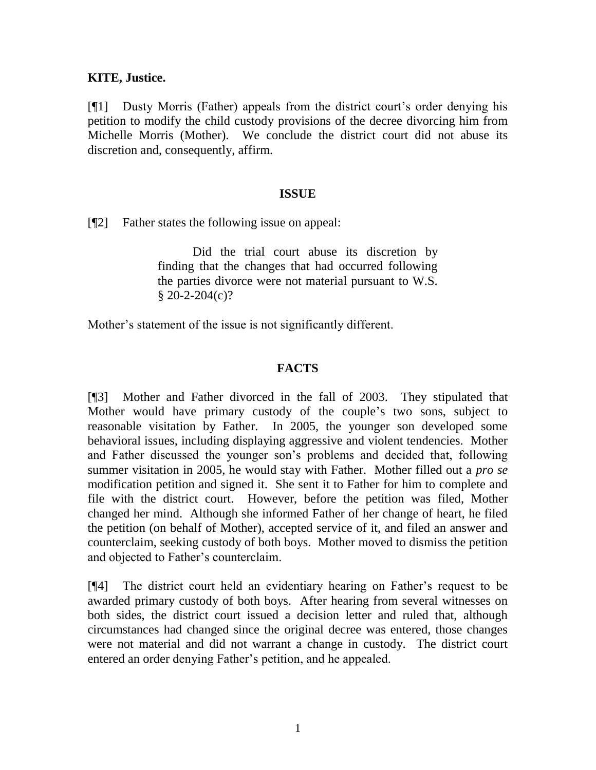**KITE, Justice.**

[¶1] Dusty Morris (Father) appeals from the district court's order denying his petition to modify the child custody provisions of the decree divorcing him from Michelle Morris (Mother). We conclude the district court did not abuse its discretion and, consequently, affirm.

## ISSUE

[¶2] Father states the following issue on appeal:

> Did the trial court abuse its discretion by finding that the changes that had occurred following the parties divorce were not material pursuant to W.S. § 20-2-204(c)?

Mother's statement of the issue is not significantly different.

## FACTS

[¶3] Mother and Father divorced in the fall of 2003. They stipulated that Mother would have primary custody of the couple's two sons, subject to reasonable visitation by Father. In 2005, the younger son developed some behavioral issues, including displaying aggressive and violent tendencies. Mother and Father discussed the younger son's problems and decided that, following summer visitation in 2005, he would stay with Father. Mother filled out a *pro se* modification petition and signed it. She sent it to Father for him to complete and file with the district court. However, before the petition was filed, Mother changed her mind. Although she informed Father of her change of heart, he filed the petition (on behalf of Mother), accepted service of it, and filed an answer and counterclaim, seeking custody of both boys. Mother moved to dismiss the petition and objected to Father's counterclaim.

[¶4] The district court held an evidentiary hearing on Father's request to be awarded primary custody of both boys. After hearing from several witnesses on both sides, the district court issued a decision letter and ruled that, although circumstances had changed since the original decree was entered, those changes were not material and did not warrant a change in custody. The district court entered an order denying Father's petition, and he appealed.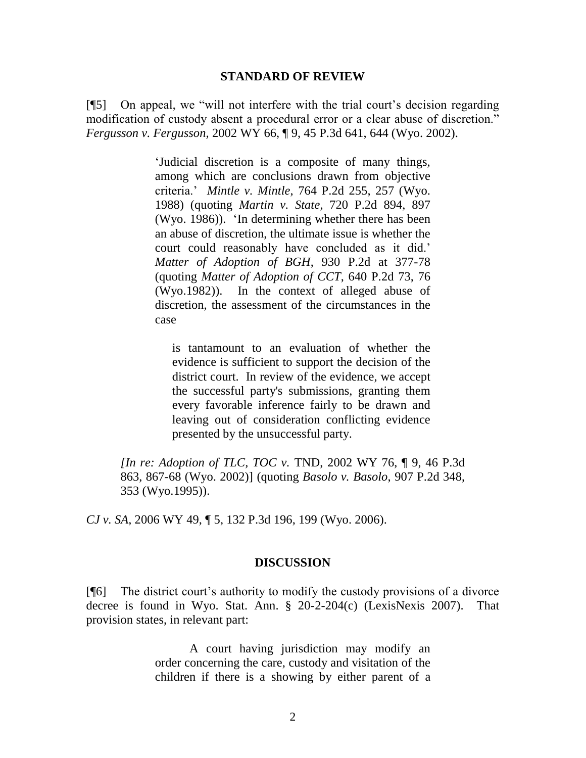## STANDARD OF REVIEW

[¶5] On appeal, we "will not interfere with the trial court's decision regarding modification of custody absent a procedural error or a clear abuse of discretion." *Fergusson v. Fergusson*, 2002 WY 66, ¶ 9, 45 P.3d 641, 644 (Wyo. 2002).

> 'Judicial discretion is a composite of many things, among which are conclusions drawn from objective criteria.' *Mintle v. Mintle*, 764 P.2d 255, 257 (Wyo. 1988) (quoting *Martin v. State*, 720 P.2d 894, 897 (Wyo. 1986)). 'In determining whether there has been an abuse of discretion, the ultimate issue is whether the court could reasonably have concluded as it did.' *Matter of Adoption of BGH*, 930 P.2d at 377-78 (quoting *Matter of Adoption of CCT*, 640 P.2d 73, 76 (Wyo.1982)). In the context of alleged abuse of discretion, the assessment of the circumstances in the case
>
> > is tantamount to an evaluation of whether the evidence is sufficient to support the decision of the district court. In review of the evidence, we accept the successful party's submissions, granting them every favorable inference fairly to be drawn and leaving out of consideration conflicting evidence presented by the unsuccessful party.
>
> *[In re: Adoption of TLC, TOC v.* TND, 2002 WY 76, ¶ 9, 46 P.3d 863, 867-68 (Wyo. 2002)] (quoting *Basolo v. Basolo*, 907 P.2d 348, 353 (Wyo.1995)).

*CJ v. SA*, 2006 WY 49, ¶ 5, 132 P.3d 196, 199 (Wyo. 2006).

## DISCUSSION

[¶6] The district court's authority to modify the custody provisions of a divorce decree is found in Wyo. Stat. Ann. § 20-2-204(c) (LexisNexis 2007). That provision states, in relevant part:

> A court having jurisdiction may modify an order concerning the care, custody and visitation of the children if there is a showing by either parent of a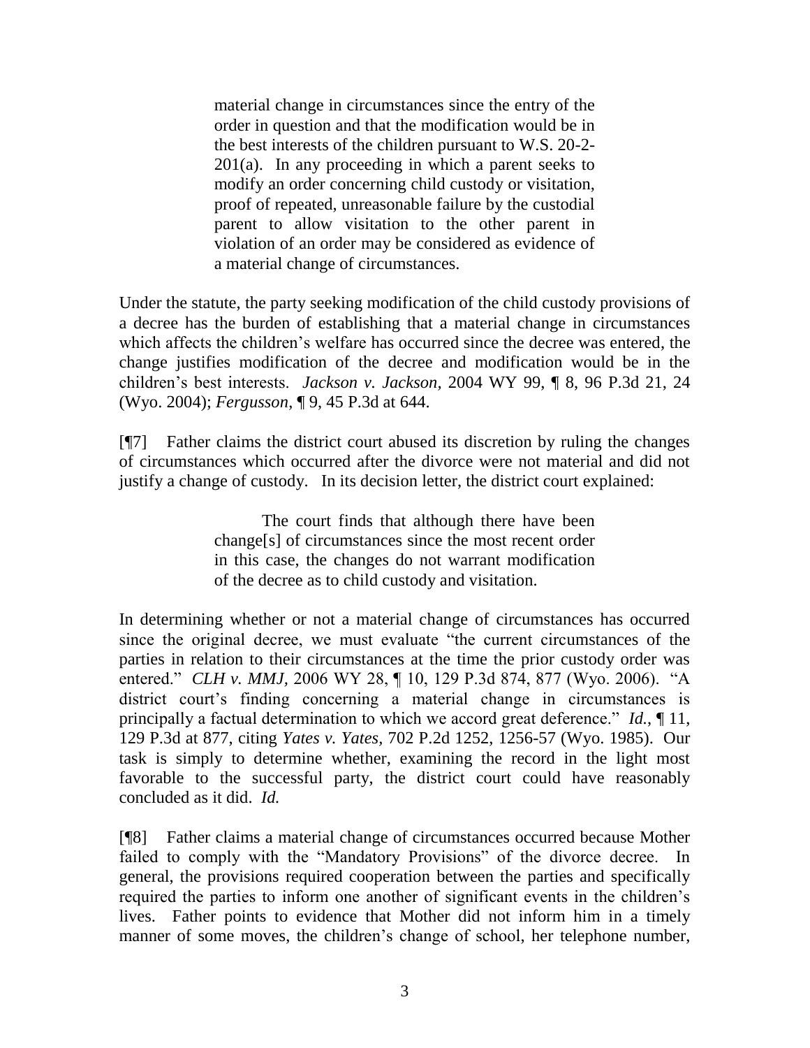> material change in circumstances since the entry of the order in question and that the modification would be in the best interests of the children pursuant to W.S. 20-2-201(a). In any proceeding in which a parent seeks to modify an order concerning child custody or visitation, proof of repeated, unreasonable failure by the custodial parent to allow visitation to the other parent in violation of an order may be considered as evidence of a material change of circumstances.

Under the statute, the party seeking modification of the child custody provisions of a decree has the burden of establishing that a material change in circumstances which affects the children's welfare has occurred since the decree was entered, the change justifies modification of the decree and modification would be in the children's best interests. *Jackson v. Jackson,* 2004 WY 99, ¶ 8, 96 P.3d 21, 24 (Wyo. 2004); *Fergusson*, ¶ 9, 45 P.3d at 644.

[¶7] Father claims the district court abused its discretion by ruling the changes of circumstances which occurred after the divorce were not material and did not justify a change of custody. In its decision letter, the district court explained:

> The court finds that although there have been change[s] of circumstances since the most recent order in this case, the changes do not warrant modification of the decree as to child custody and visitation.

In determining whether or not a material change of circumstances has occurred since the original decree, we must evaluate "the current circumstances of the parties in relation to their circumstances at the time the prior custody order was entered." *CLH v. MMJ*, 2006 WY 28, ¶ 10, 129 P.3d 874, 877 (Wyo. 2006). "A district court's finding concerning a material change in circumstances is principally a factual determination to which we accord great deference." *Id.*, ¶ 11, 129 P.3d at 877, citing *Yates v. Yates,* 702 P.2d 1252, 1256-57 (Wyo. 1985). Our task is simply to determine whether, examining the record in the light most favorable to the successful party, the district court could have reasonably concluded as it did. *Id.*

[¶8] Father claims a material change of circumstances occurred because Mother failed to comply with the "Mandatory Provisions" of the divorce decree. In general, the provisions required cooperation between the parties and specifically required the parties to inform one another of significant events in the children's lives. Father points to evidence that Mother did not inform him in a timely manner of some moves, the children's change of school, her telephone number,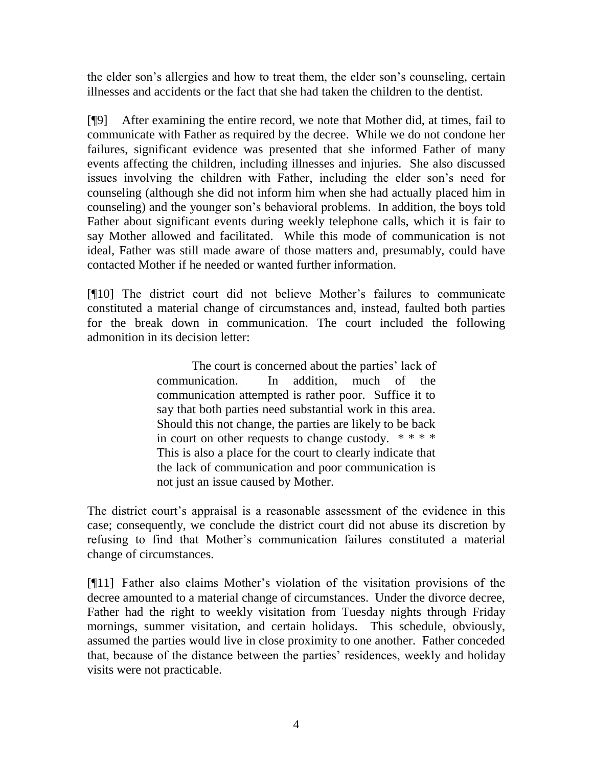the elder son's allergies and how to treat them, the elder son's counseling, certain illnesses and accidents or the fact that she had taken the children to the dentist.

[¶9] After examining the entire record, we note that Mother did, at times, fail to communicate with Father as required by the decree. While we do not condone her failures, significant evidence was presented that she informed Father of many events affecting the children, including illnesses and injuries. She also discussed issues involving the children with Father, including the elder son's need for counseling (although she did not inform him when she had actually placed him in counseling) and the younger son's behavioral problems. In addition, the boys told Father about significant events during weekly telephone calls, which it is fair to say Mother allowed and facilitated. While this mode of communication is not ideal, Father was still made aware of those matters and, presumably, could have contacted Mother if he needed or wanted further information.

[¶10] The district court did not believe Mother's failures to communicate constituted a material change of circumstances and, instead, faulted both parties for the break down in communication. The court included the following admonition in its decision letter:

> The court is concerned about the parties' lack of communication. In addition, much of the communication attempted is rather poor. Suffice it to say that both parties need substantial work in this area. Should this not change, the parties are likely to be back in court on other requests to change custody. * * * * This is also a place for the court to clearly indicate that the lack of communication and poor communication is not just an issue caused by Mother.

The district court's appraisal is a reasonable assessment of the evidence in this case; consequently, we conclude the district court did not abuse its discretion by refusing to find that Mother's communication failures constituted a material change of circumstances.

[¶11] Father also claims Mother's violation of the visitation provisions of the decree amounted to a material change of circumstances. Under the divorce decree, Father had the right to weekly visitation from Tuesday nights through Friday mornings, summer visitation, and certain holidays. This schedule, obviously, assumed the parties would live in close proximity to one another. Father conceded that, because of the distance between the parties' residences, weekly and holiday visits were not practicable.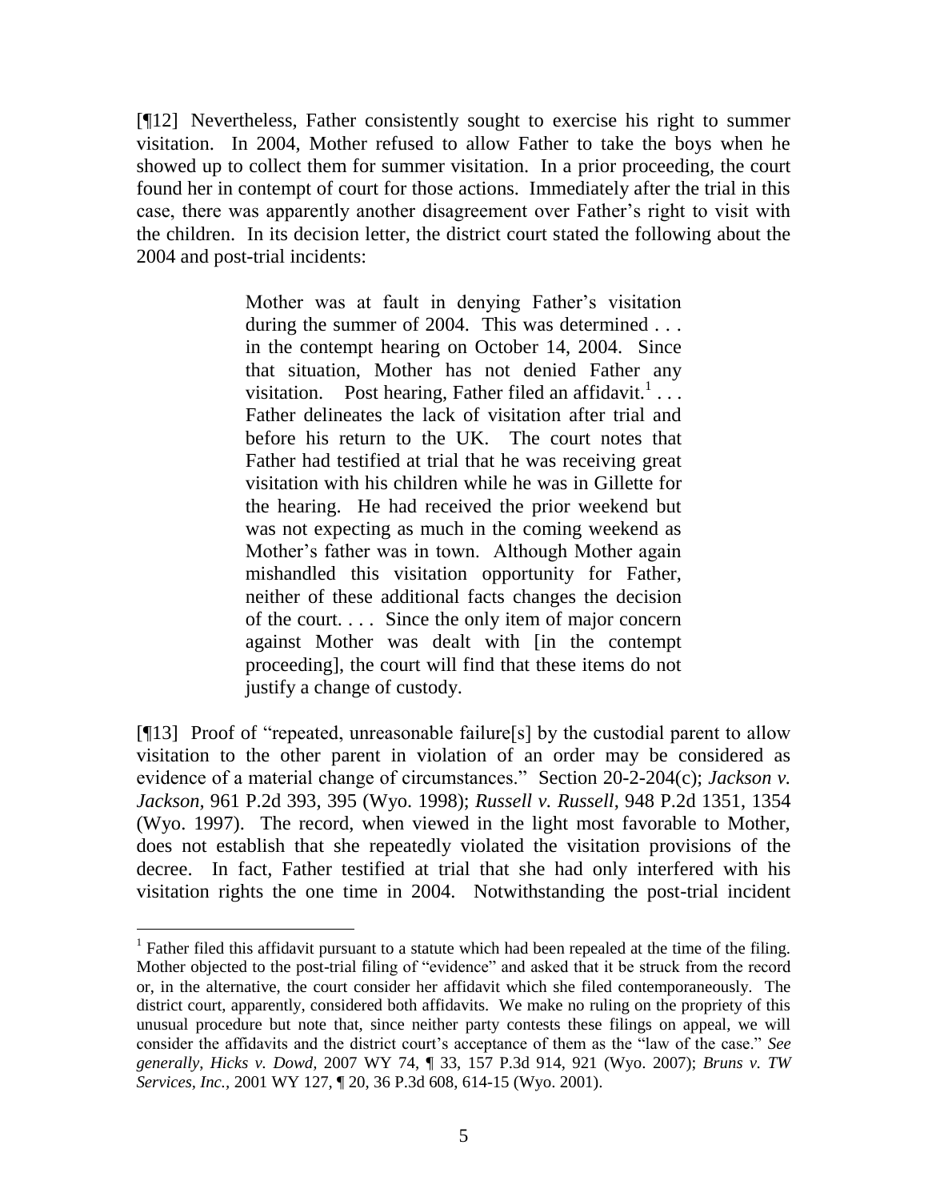[¶12] Nevertheless, Father consistently sought to exercise his right to summer visitation. In 2004, Mother refused to allow Father to take the boys when he showed up to collect them for summer visitation. In a prior proceeding, the court found her in contempt of court for those actions. Immediately after the trial in this case, there was apparently another disagreement over Father's right to visit with the children. In its decision letter, the district court stated the following about the 2004 and post-trial incidents:

> Mother was at fault in denying Father's visitation during the summer of 2004. This was determined . . . in the contempt hearing on October 14, 2004. Since that situation, Mother has not denied Father any visitation. Post hearing, Father filed an affidavit.[1] . . . Father delineates the lack of visitation after trial and before his return to the UK. The court notes that Father had testified at trial that he was receiving great visitation with his children while he was in Gillette for the hearing. He had received the prior weekend but was not expecting as much in the coming weekend as Mother's father was in town. Although Mother again mishandled this visitation opportunity for Father, neither of these additional facts changes the decision of the court. . . . Since the only item of major concern against Mother was dealt with [in the contempt proceeding], the court will find that these items do not justify a change of custody.

[¶13] Proof of "repeated, unreasonable failure[s] by the custodial parent to allow visitation to the other parent in violation of an order may be considered as evidence of a material change of circumstances." Section 20-2-204(c); *Jackson v. Jackson*, 961 P.2d 393, 395 (Wyo. 1998); *Russell v. Russell*, 948 P.2d 1351, 1354 (Wyo. 1997). The record, when viewed in the light most favorable to Mother, does not establish that she repeatedly violated the visitation provisions of the decree. In fact, Father testified at trial that she had only interfered with his visitation rights the one time in 2004. Notwithstanding the post-trial incident

[1] Father filed this affidavit pursuant to a statute which had been repealed at the time of the filing. Mother objected to the post-trial filing of "evidence" and asked that it be struck from the record or, in the alternative, the court consider her affidavit which she filed contemporaneously. The district court, apparently, considered both affidavits. We make no ruling on the propriety of this unusual procedure but note that, since neither party contests these filings on appeal, we will consider the affidavits and the district court's acceptance of them as the "law of the case." *See generally*, *Hicks v. Dowd*, 2007 WY 74, ¶ 33, 157 P.3d 914, 921 (Wyo. 2007); *Bruns v. TW Services, Inc.*, 2001 WY 127, ¶ 20, 36 P.3d 608, 614-15 (Wyo. 2001).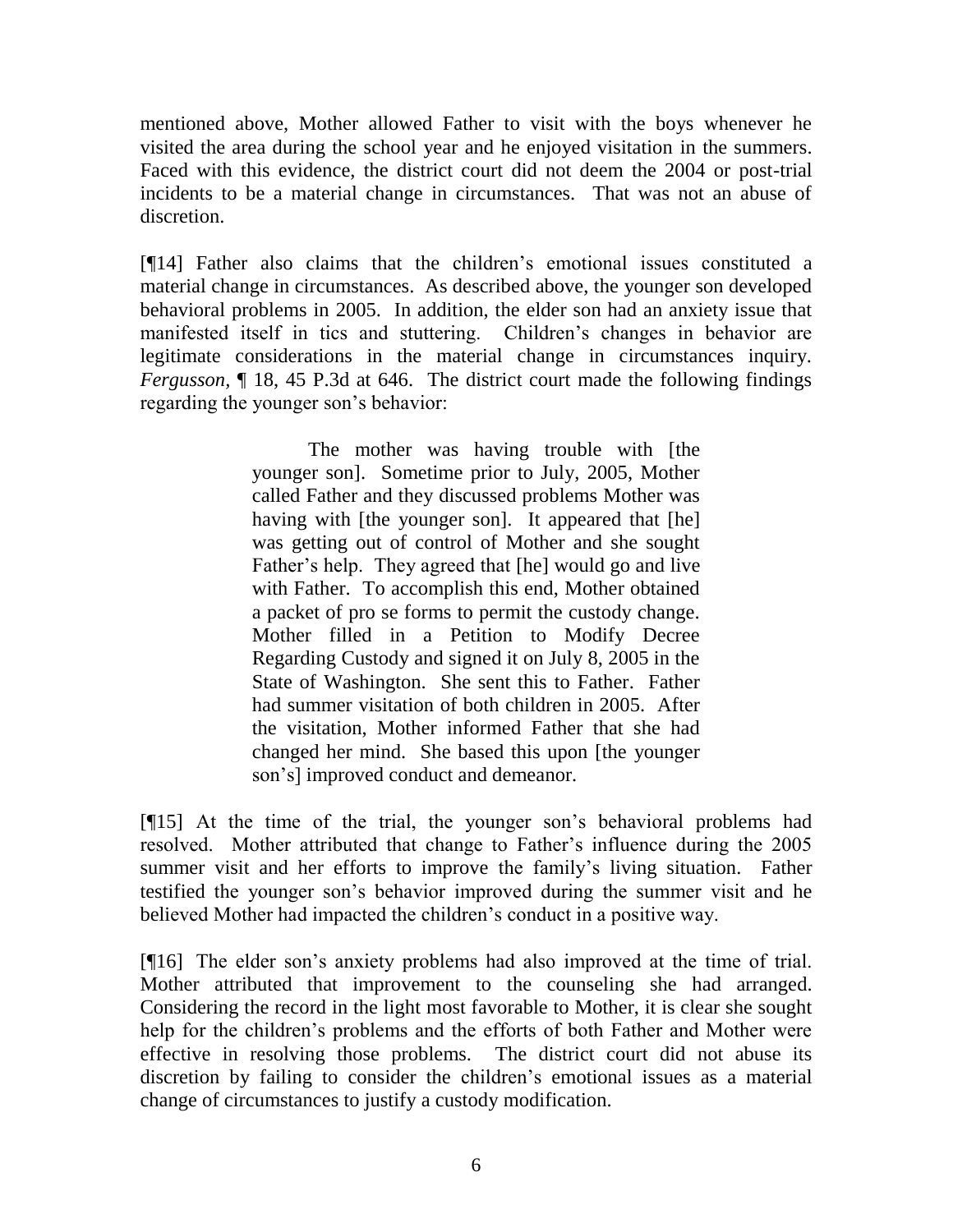mentioned above, Mother allowed Father to visit with the boys whenever he visited the area during the school year and he enjoyed visitation in the summers. Faced with this evidence, the district court did not deem the 2004 or post-trial incidents to be a material change in circumstances. That was not an abuse of discretion.

[¶14] Father also claims that the children's emotional issues constituted a material change in circumstances. As described above, the younger son developed behavioral problems in 2005. In addition, the elder son had an anxiety issue that manifested itself in tics and stuttering. Children's changes in behavior are legitimate considerations in the material change in circumstances inquiry. *Fergusson*, ¶ 18, 45 P.3d at 646. The district court made the following findings regarding the younger son's behavior:

> The mother was having trouble with [the younger son]. Sometime prior to July, 2005, Mother called Father and they discussed problems Mother was having with [the younger son]. It appeared that [he] was getting out of control of Mother and she sought Father's help. They agreed that [he] would go and live with Father. To accomplish this end, Mother obtained a packet of pro se forms to permit the custody change. Mother filled in a Petition to Modify Decree Regarding Custody and signed it on July 8, 2005 in the State of Washington. She sent this to Father. Father had summer visitation of both children in 2005. After the visitation, Mother informed Father that she had changed her mind. She based this upon [the younger son's] improved conduct and demeanor.

[¶15] At the time of the trial, the younger son's behavioral problems had resolved. Mother attributed that change to Father's influence during the 2005 summer visit and her efforts to improve the family's living situation. Father testified the younger son's behavior improved during the summer visit and he believed Mother had impacted the children's conduct in a positive way.

[¶16] The elder son's anxiety problems had also improved at the time of trial. Mother attributed that improvement to the counseling she had arranged. Considering the record in the light most favorable to Mother, it is clear she sought help for the children's problems and the efforts of both Father and Mother were effective in resolving those problems. The district court did not abuse its discretion by failing to consider the children's emotional issues as a material change of circumstances to justify a custody modification.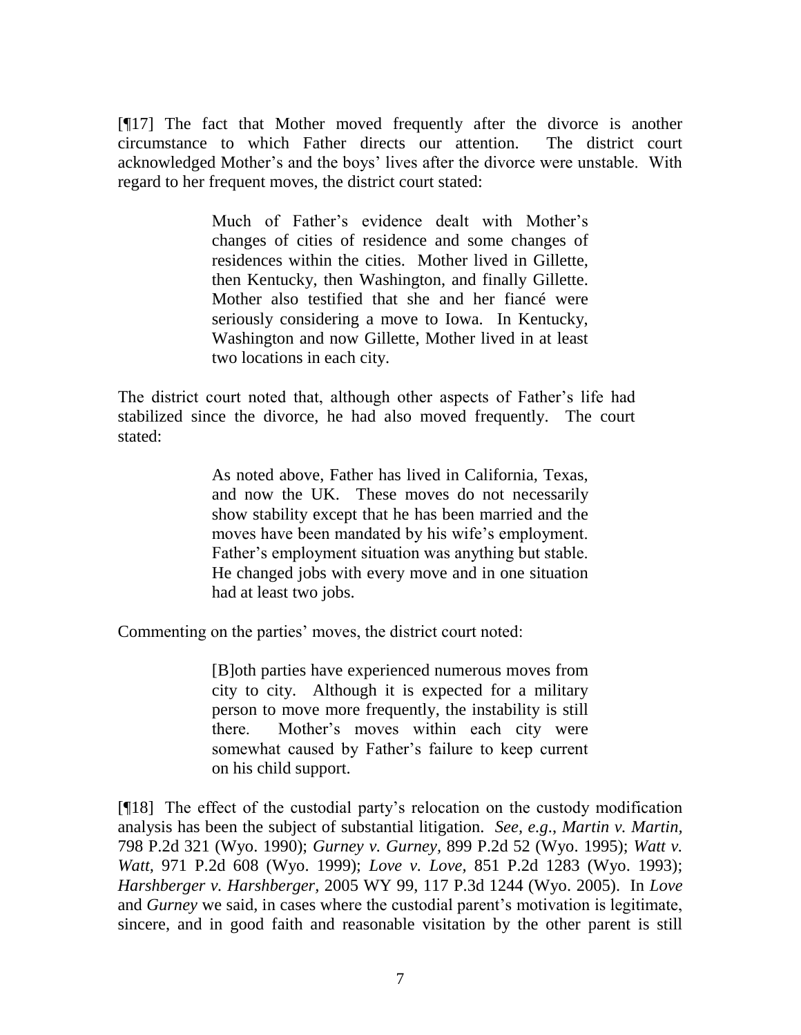[¶17] The fact that Mother moved frequently after the divorce is another circumstance to which Father directs our attention. The district court acknowledged Mother's and the boys' lives after the divorce were unstable. With regard to her frequent moves, the district court stated:

> Much of Father's evidence dealt with Mother's changes of cities of residence and some changes of residences within the cities. Mother lived in Gillette, then Kentucky, then Washington, and finally Gillette. Mother also testified that she and her fiancé were seriously considering a move to Iowa. In Kentucky, Washington and now Gillette, Mother lived in at least two locations in each city.

The district court noted that, although other aspects of Father's life had stabilized since the divorce, he had also moved frequently. The court stated:

> As noted above, Father has lived in California, Texas, and now the UK. These moves do not necessarily show stability except that he has been married and the moves have been mandated by his wife's employment. Father's employment situation was anything but stable. He changed jobs with every move and in one situation had at least two jobs.

Commenting on the parties' moves, the district court noted:

> [B]oth parties have experienced numerous moves from city to city. Although it is expected for a military person to move more frequently, the instability is still there. Mother's moves within each city were somewhat caused by Father's failure to keep current on his child support.

[¶18] The effect of the custodial party's relocation on the custody modification analysis has been the subject of substantial litigation. *See, e.g.*, *Martin v. Martin,* 798 P.2d 321 (Wyo. 1990); *Gurney v. Gurney,* 899 P.2d 52 (Wyo. 1995); *Watt v. Watt,* 971 P.2d 608 (Wyo. 1999); *Love v. Love,* 851 P.2d 1283 (Wyo. 1993); *Harshberger v. Harshberger,* 2005 WY 99, 117 P.3d 1244 (Wyo. 2005). In *Love* and *Gurney* we said, in cases where the custodial parent's motivation is legitimate, sincere, and in good faith and reasonable visitation by the other parent is still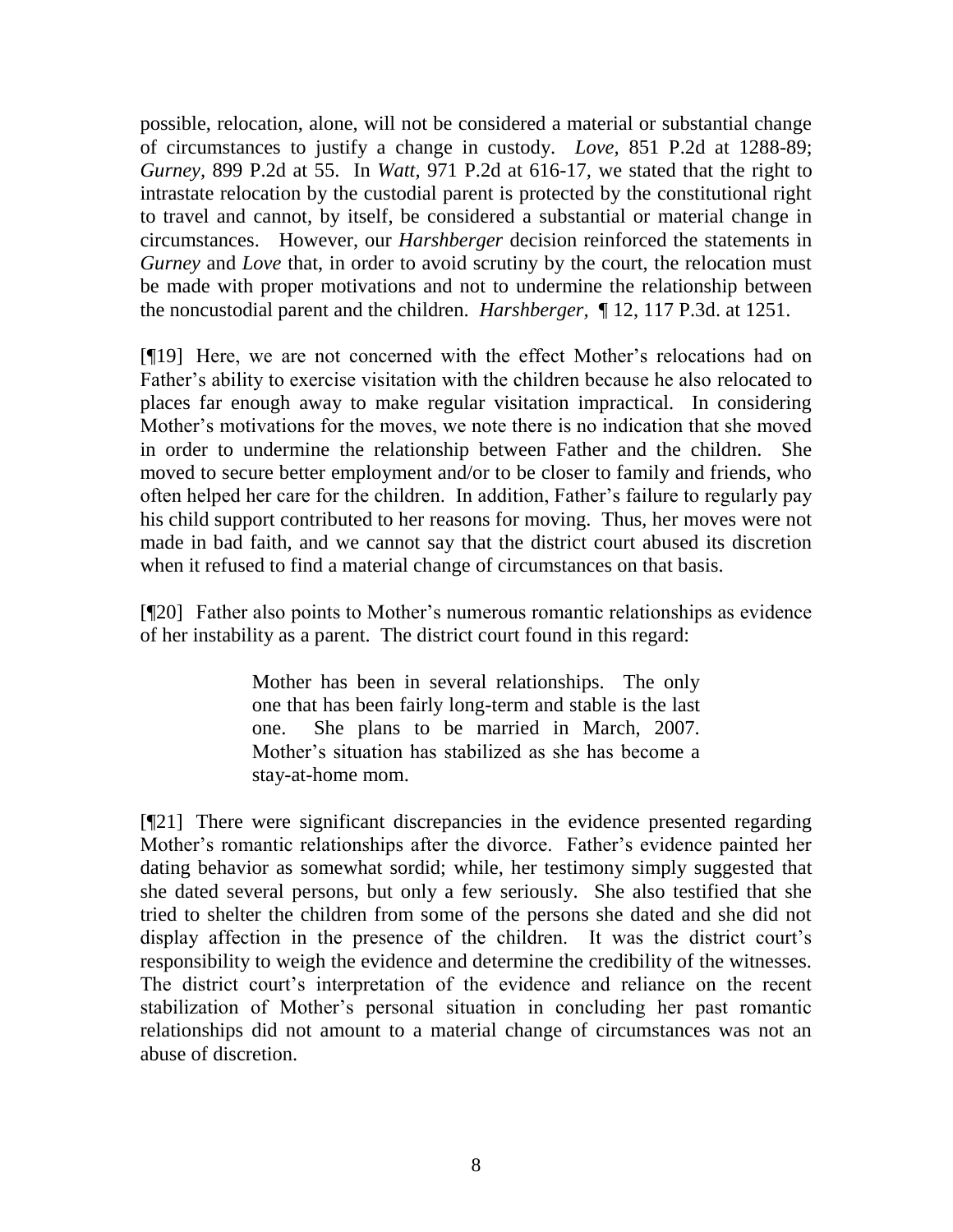possible, relocation, alone, will not be considered a material or substantial change of circumstances to justify a change in custody. *Love,* 851 P.2d at 1288-89; *Gurney,* 899 P.2d at 55. In *Watt,* 971 P.2d at 616-17, we stated that the right to intrastate relocation by the custodial parent is protected by the constitutional right to travel and cannot, by itself, be considered a substantial or material change in circumstances. However, our *Harshberger* decision reinforced the statements in *Gurney* and *Love* that, in order to avoid scrutiny by the court, the relocation must be made with proper motivations and not to undermine the relationship between the noncustodial parent and the children. *Harshberger,* ¶ 12, 117 P.3d. at 1251.

[¶19] Here, we are not concerned with the effect Mother's relocations had on Father's ability to exercise visitation with the children because he also relocated to places far enough away to make regular visitation impractical. In considering Mother's motivations for the moves, we note there is no indication that she moved in order to undermine the relationship between Father and the children. She moved to secure better employment and/or to be closer to family and friends, who often helped her care for the children. In addition, Father's failure to regularly pay his child support contributed to her reasons for moving. Thus, her moves were not made in bad faith, and we cannot say that the district court abused its discretion when it refused to find a material change of circumstances on that basis.

[¶20] Father also points to Mother's numerous romantic relationships as evidence of her instability as a parent. The district court found in this regard:

> Mother has been in several relationships. The only one that has been fairly long-term and stable is the last one. She plans to be married in March, 2007. Mother's situation has stabilized as she has become a stay-at-home mom.

[¶21] There were significant discrepancies in the evidence presented regarding Mother's romantic relationships after the divorce. Father's evidence painted her dating behavior as somewhat sordid; while, her testimony simply suggested that she dated several persons, but only a few seriously. She also testified that she tried to shelter the children from some of the persons she dated and she did not display affection in the presence of the children. It was the district court's responsibility to weigh the evidence and determine the credibility of the witnesses. The district court's interpretation of the evidence and reliance on the recent stabilization of Mother's personal situation in concluding her past romantic relationships did not amount to a material change of circumstances was not an abuse of discretion.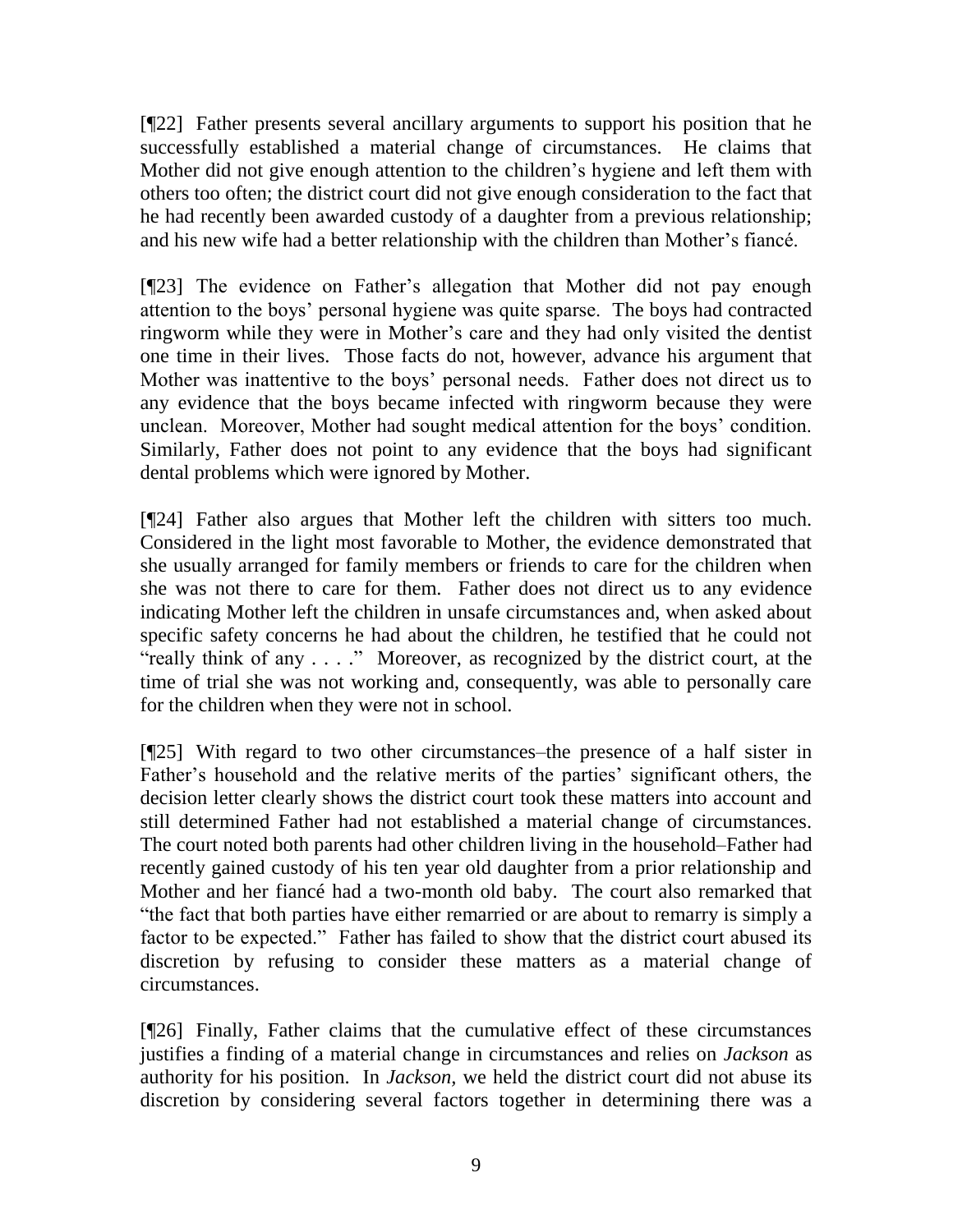[¶22] Father presents several ancillary arguments to support his position that he successfully established a material change of circumstances. He claims that Mother did not give enough attention to the children's hygiene and left them with others too often; the district court did not give enough consideration to the fact that he had recently been awarded custody of a daughter from a previous relationship; and his new wife had a better relationship with the children than Mother's fiancé.

[¶23] The evidence on Father's allegation that Mother did not pay enough attention to the boys' personal hygiene was quite sparse. The boys had contracted ringworm while they were in Mother's care and they had only visited the dentist one time in their lives. Those facts do not, however, advance his argument that Mother was inattentive to the boys' personal needs. Father does not direct us to any evidence that the boys became infected with ringworm because they were unclean. Moreover, Mother had sought medical attention for the boys' condition. Similarly, Father does not point to any evidence that the boys had significant dental problems which were ignored by Mother.

[¶24] Father also argues that Mother left the children with sitters too much. Considered in the light most favorable to Mother, the evidence demonstrated that she usually arranged for family members or friends to care for the children when she was not there to care for them. Father does not direct us to any evidence indicating Mother left the children in unsafe circumstances and, when asked about specific safety concerns he had about the children, he testified that he could not "really think of any . . . ." Moreover, as recognized by the district court, at the time of trial she was not working and, consequently, was able to personally care for the children when they were not in school.

[¶25] With regard to two other circumstances–the presence of a half sister in Father's household and the relative merits of the parties' significant others, the decision letter clearly shows the district court took these matters into account and still determined Father had not established a material change of circumstances. The court noted both parents had other children living in the household–Father had recently gained custody of his ten year old daughter from a prior relationship and Mother and her fiancé had a two-month old baby. The court also remarked that "the fact that both parties have either remarried or are about to remarry is simply a factor to be expected." Father has failed to show that the district court abused its discretion by refusing to consider these matters as a material change of circumstances.

[¶26] Finally, Father claims that the cumulative effect of these circumstances justifies a finding of a material change in circumstances and relies on *Jackson* as authority for his position. In *Jackson,* we held the district court did not abuse its discretion by considering several factors together in determining there was a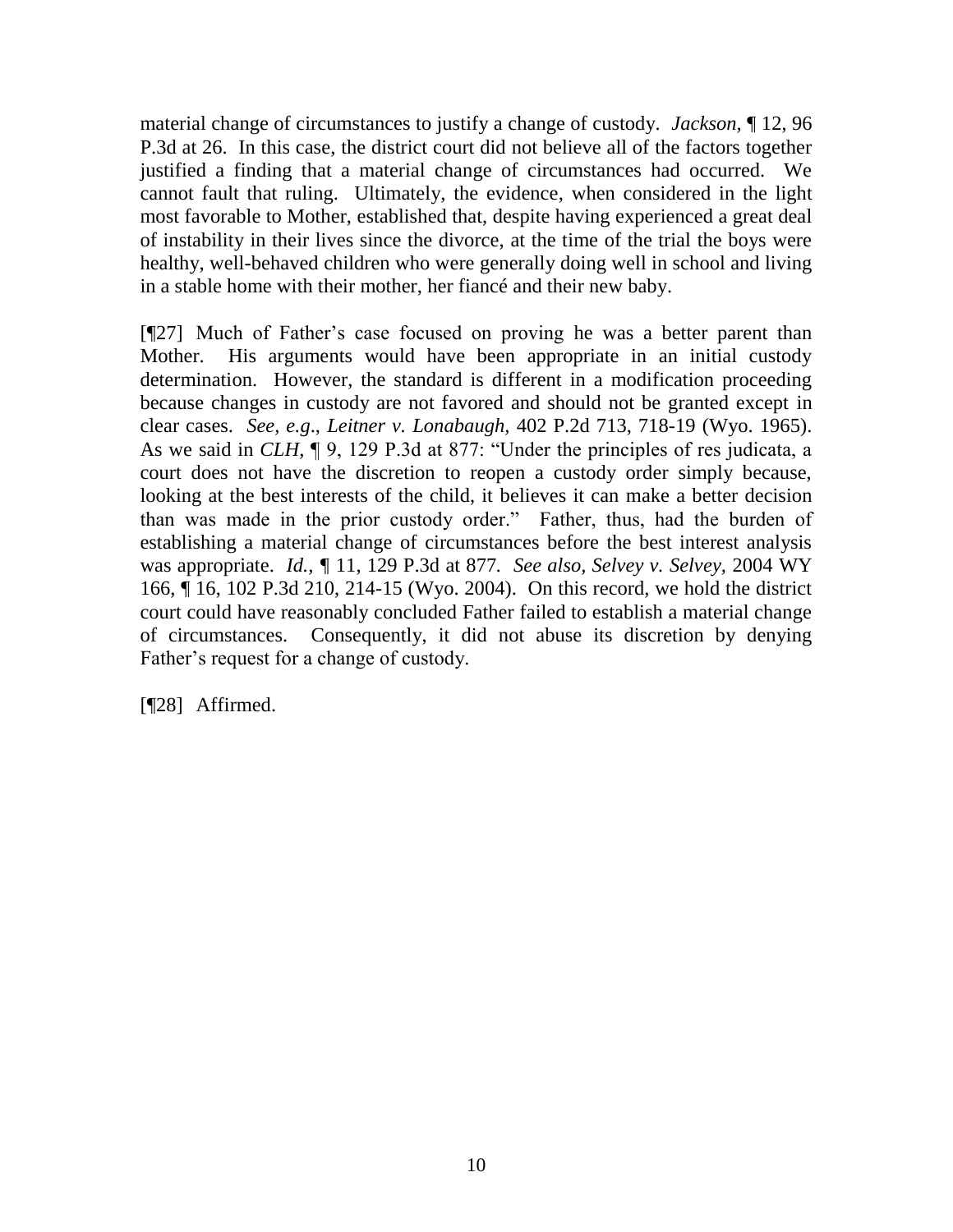material change of circumstances to justify a change of custody. *Jackson,* ¶ 12, 96 P.3d at 26. In this case, the district court did not believe all of the factors together justified a finding that a material change of circumstances had occurred. We cannot fault that ruling. Ultimately, the evidence, when considered in the light most favorable to Mother, established that, despite having experienced a great deal of instability in their lives since the divorce, at the time of the trial the boys were healthy, well-behaved children who were generally doing well in school and living in a stable home with their mother, her fiancé and their new baby.

[¶27] Much of Father's case focused on proving he was a better parent than Mother. His arguments would have been appropriate in an initial custody determination. However, the standard is different in a modification proceeding because changes in custody are not favored and should not be granted except in clear cases. *See, e.g*., *Leitner v. Lonabaugh,* 402 P.2d 713, 718-19 (Wyo. 1965). As we said in *CLH,* ¶ 9, 129 P.3d at 877: "Under the principles of res judicata, a court does not have the discretion to reopen a custody order simply because, looking at the best interests of the child, it believes it can make a better decision than was made in the prior custody order." Father, thus, had the burden of establishing a material change of circumstances before the best interest analysis was appropriate. *Id.,* ¶ 11, 129 P.3d at 877. *See also, Selvey v. Selvey,* 2004 WY 166, ¶ 16, 102 P.3d 210, 214-15 (Wyo. 2004). On this record, we hold the district court could have reasonably concluded Father failed to establish a material change of circumstances. Consequently, it did not abuse its discretion by denying Father's request for a change of custody.

[¶28] Affirmed.